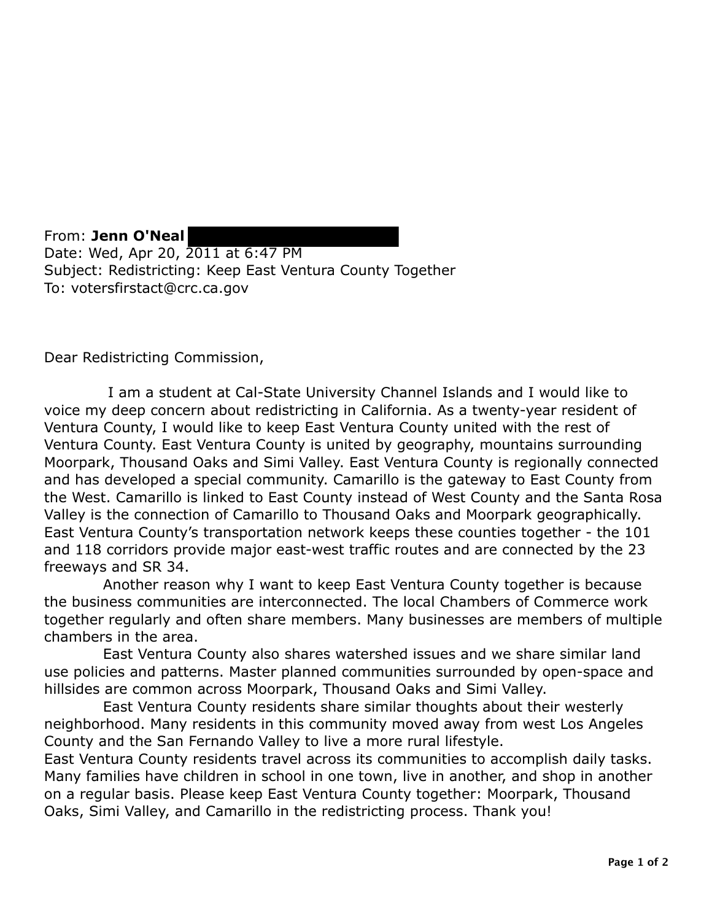From: **Jenn O'Neal**
Date: Wed, Apr 20, 2011 at 6:47 PM
Subject: Redistricting: Keep East Ventura County Together
To: votersfirstact@crc.ca.gov

Dear Redistricting Commission,

I am a student at Cal-State University Channel Islands and I would like to voice my deep concern about redistricting in California. As a twenty-year resident of Ventura County, I would like to keep East Ventura County united with the rest of Ventura County. East Ventura County is united by geography, mountains surrounding Moorpark, Thousand Oaks and Simi Valley. East Ventura County is regionally connected and has developed a special community. Camarillo is the gateway to East County from the West. Camarillo is linked to East County instead of West County and the Santa Rosa Valley is the connection of Camarillo to Thousand Oaks and Moorpark geographically. East Ventura County's transportation network keeps these counties together - the 101 and 118 corridors provide major east-west traffic routes and are connected by the 23 freeways and SR 34.

Another reason why I want to keep East Ventura County together is because the business communities are interconnected. The local Chambers of Commerce work together regularly and often share members. Many businesses are members of multiple chambers in the area.

East Ventura County also shares watershed issues and we share similar land use policies and patterns. Master planned communities surrounded by open-space and hillsides are common across Moorpark, Thousand Oaks and Simi Valley.

East Ventura County residents share similar thoughts about their westerly neighborhood. Many residents in this community moved away from west Los Angeles County and the San Fernando Valley to live a more rural lifestyle.
East Ventura County residents travel across its communities to accomplish daily tasks. Many families have children in school in one town, live in another, and shop in another on a regular basis. Please keep East Ventura County together: Moorpark, Thousand Oaks, Simi Valley, and Camarillo in the redistricting process. Thank you!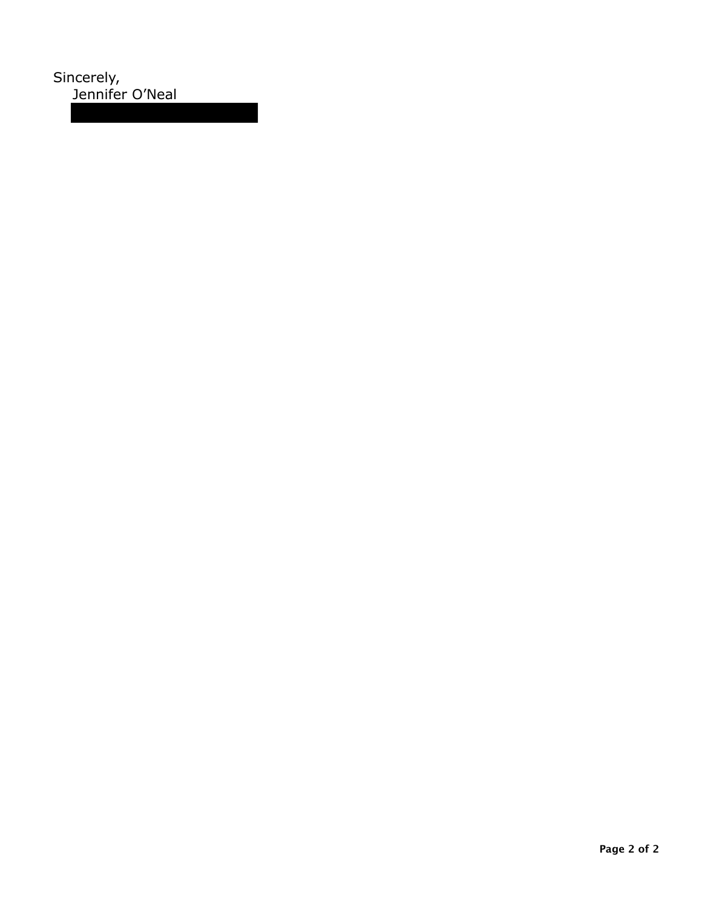Sincerely,

Jennifer O’Neal